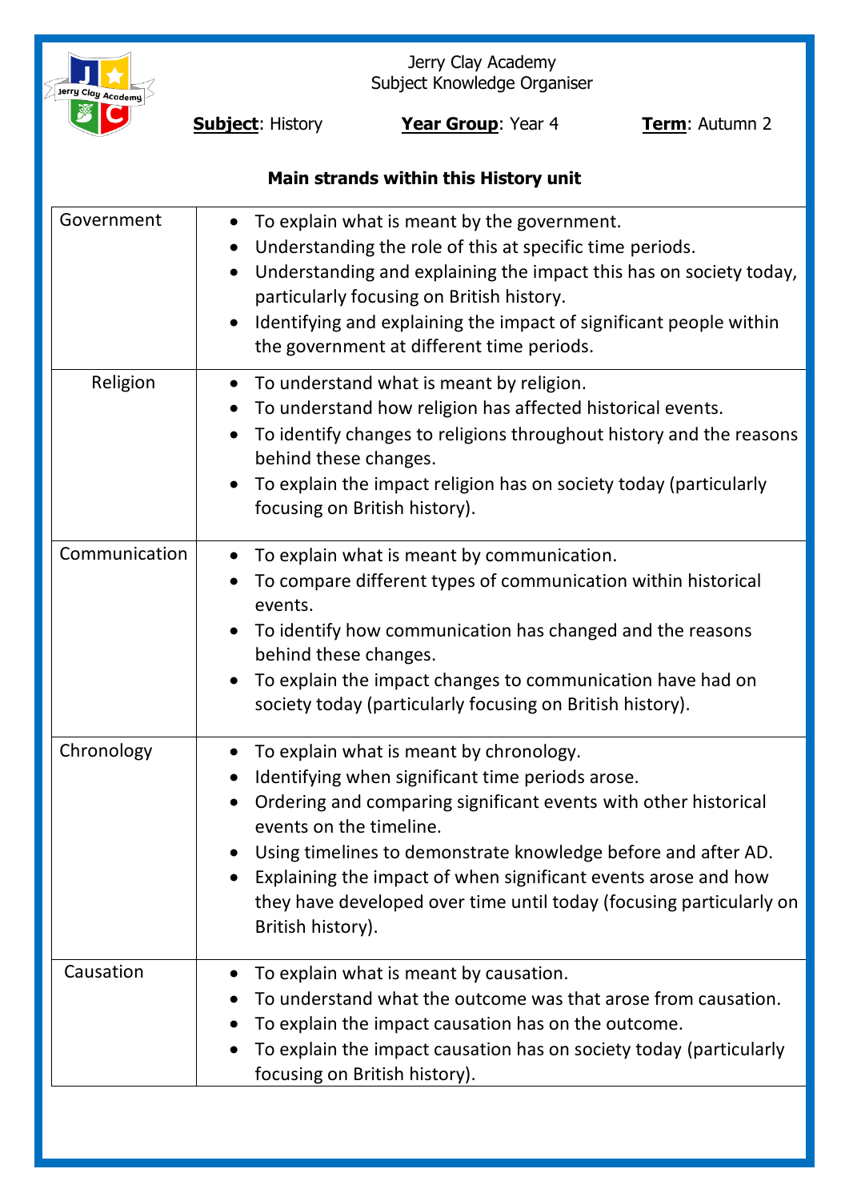Jerry Clay Academy
Subject Knowledge Organiser

**Subject**: History **Year Group**: Year 4 **Term**: Autumn 2

**Main strands within this History unit**

| | |
|---|---|
| Government | • To explain what is meant by the government.<br>• Understanding the role of this at specific time periods.<br>• Understanding and explaining the impact this has on society today, particularly focusing on British history.<br>• Identifying and explaining the impact of significant people within the government at different time periods. |
| Religion | • To understand what is meant by religion.<br>• To understand how religion has affected historical events.<br>• To identify changes to religions throughout history and the reasons behind these changes.<br>• To explain the impact religion has on society today (particularly focusing on British history). |
| Communication | • To explain what is meant by communication.<br>• To compare different types of communication within historical events.<br>• To identify how communication has changed and the reasons behind these changes.<br>• To explain the impact changes to communication have had on society today (particularly focusing on British history). |
| Chronology | • To explain what is meant by chronology.<br>• Identifying when significant time periods arose.<br>• Ordering and comparing significant events with other historical events on the timeline.<br>• Using timelines to demonstrate knowledge before and after AD.<br>• Explaining the impact of when significant events arose and how they have developed over time until today (focusing particularly on British history). |
| Causation | • To explain what is meant by causation.<br>• To understand what the outcome was that arose from causation.<br>• To explain the impact causation has on the outcome.<br>• To explain the impact causation has on society today (particularly focusing on British history). |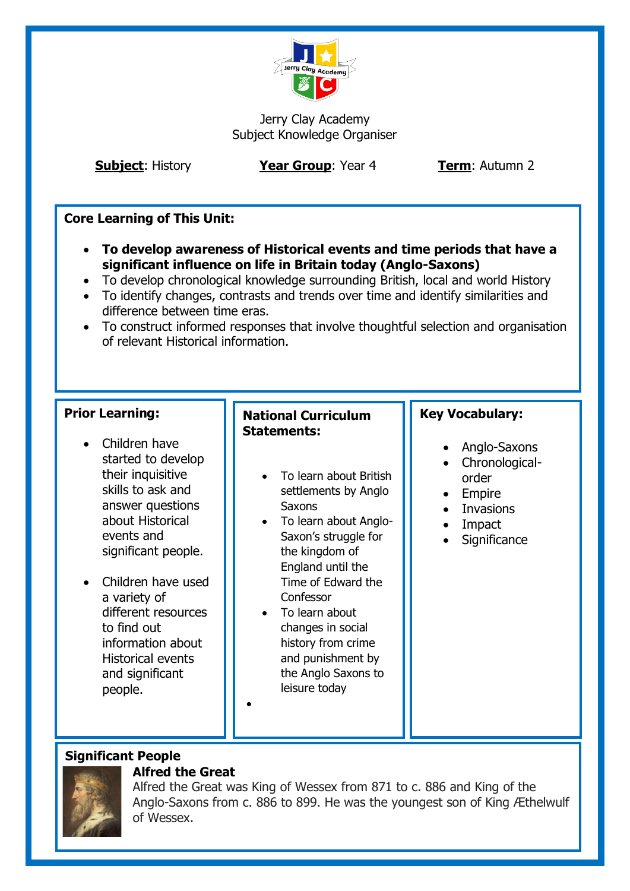Jerry Clay Academy
Subject Knowledge Organiser

**Subject**: History **Year Group**: Year 4 **Term**: Autumn 2

## Core Learning of This Unit:

- **To develop awareness of Historical events and time periods that have a significant influence on life in Britain today (Anglo-Saxons)**
- To develop chronological knowledge surrounding British, local and world History
- To identify changes, contrasts and trends over time and identify similarities and difference between time eras.
- To construct informed responses that involve thoughtful selection and organisation of relevant Historical information.

## Prior Learning:

- Children have started to develop their inquisitive skills to ask and answer questions about Historical events and significant people.
- Children have used a variety of different resources to find out information about Historical events and significant people.

## National Curriculum Statements:

- To learn about British settlements by Anglo Saxons
- To learn about Anglo-Saxon's struggle for the kingdom of England until the Time of Edward the Confessor
- To learn about changes in social history from crime and punishment by the Anglo Saxons to leisure today

## Key Vocabulary:

- Anglo-Saxons
- Chronological-order
- Empire
- Invasions
- Impact
- Significance

## Significant People

**Alfred the Great**

Alfred the Great was King of Wessex from 871 to c. 886 and King of the Anglo-Saxons from c. 886 to 899. He was the youngest son of King Æthelwulf of Wessex.